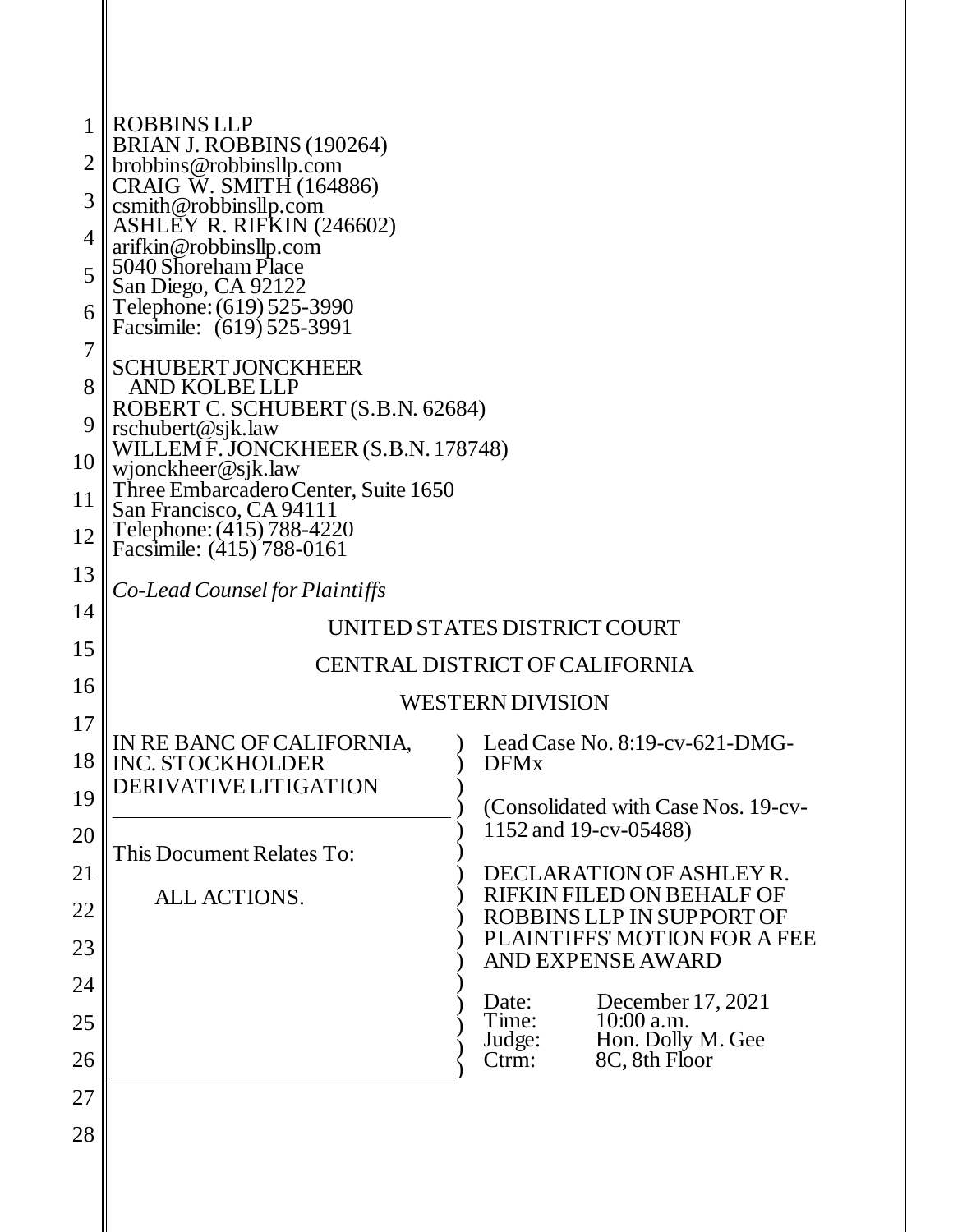ROBBINS LLP
BRIAN J. ROBBINS (190264)
brobbins@robbinsllp.com
CRAIG W. SMITH (164886)
csmith@robbinsllp.com
ASHLEY R. RIFKIN (246602)
arifkin@robbinsllp.com
5040 Shoreham Place
San Diego, CA 92122
Telephone: (619) 525-3990
Facsimile: (619) 525-3991

SCHUBERT JONCKHEER
AND KOLBE LLP
ROBERT C. SCHUBERT (S.B.N. 62684)
rschubert@sjk.law
WILLEM F. JONCKHEER (S.B.N. 178748)
wjonckheer@sjk.law
Three Embarcadero Center, Suite 1650
San Francisco, CA 94111
Telephone: (415) 788-4220
Facsimile: (415) 788-0161

*Co-Lead Counsel for Plaintiffs*

UNITED STATES DISTRICT COURT

CENTRAL DISTRICT OF CALIFORNIA

WESTERN DIVISION

IN RE BANC OF CALIFORNIA, INC. STOCKHOLDER DERIVATIVE LITIGATION

This Document Relates To:

ALL ACTIONS.

Lead Case No. 8:19-cv-621-DMG-DFMx

(Consolidated with Case Nos. 19-cv-1152 and 19-cv-05488)

DECLARATION OF ASHLEY R. RIFKIN FILED ON BEHALF OF ROBBINS LLP IN SUPPORT OF PLAINTIFFS' MOTION FOR A FEE AND EXPENSE AWARD

Date: December 17, 2021
Time: 10:00 a.m.
Judge: Hon. Dolly M. Gee
Ctrm: 8C, 8th Floor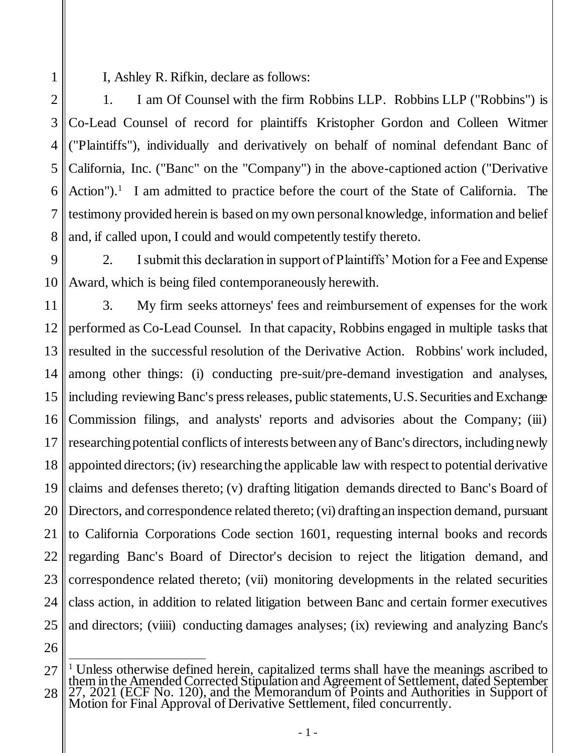I, Ashley R. Rifkin, declare as follows:

1. I am Of Counsel with the firm Robbins LLP. Robbins LLP ("Robbins") is Co-Lead Counsel of record for plaintiffs Kristopher Gordon and Colleen Witmer ("Plaintiffs"), individually and derivatively on behalf of nominal defendant Banc of California, Inc. ("Banc" on the "Company") in the above-captioned action ("Derivative Action").[1] I am admitted to practice before the court of the State of California. The testimony provided herein is based on my own personal knowledge, information and belief and, if called upon, I could and would competently testify thereto.

2. I submit this declaration in support of Plaintiffs' Motion for a Fee and Expense Award, which is being filed contemporaneously herewith.

3. My firm seeks attorneys' fees and reimbursement of expenses for the work performed as Co-Lead Counsel. In that capacity, Robbins engaged in multiple tasks that resulted in the successful resolution of the Derivative Action. Robbins' work included, among other things: (i) conducting pre-suit/pre-demand investigation and analyses, including reviewing Banc's press releases, public statements, U.S. Securities and Exchange Commission filings, and analysts' reports and advisories about the Company; (iii) researching potential conflicts of interests between any of Banc's directors, including newly appointed directors; (iv) researching the applicable law with respect to potential derivative claims and defenses thereto; (v) drafting litigation demands directed to Banc's Board of Directors, and correspondence related thereto; (vi) drafting an inspection demand, pursuant to California Corporations Code section 1601, requesting internal books and records regarding Banc's Board of Director's decision to reject the litigation demand, and correspondence related thereto; (vii) monitoring developments in the related securities class action, in addition to related litigation between Banc and certain former executives and directors; (viiii) conducting damages analyses; (ix) reviewing and analyzing Banc's

---

[1] Unless otherwise defined herein, capitalized terms shall have the meanings ascribed to them in the Amended Corrected Stipulation and Agreement of Settlement, dated September 27, 2021 (ECF No. 120), and the Memorandum of Points and Authorities in Support of Motion for Final Approval of Derivative Settlement, filed concurrently.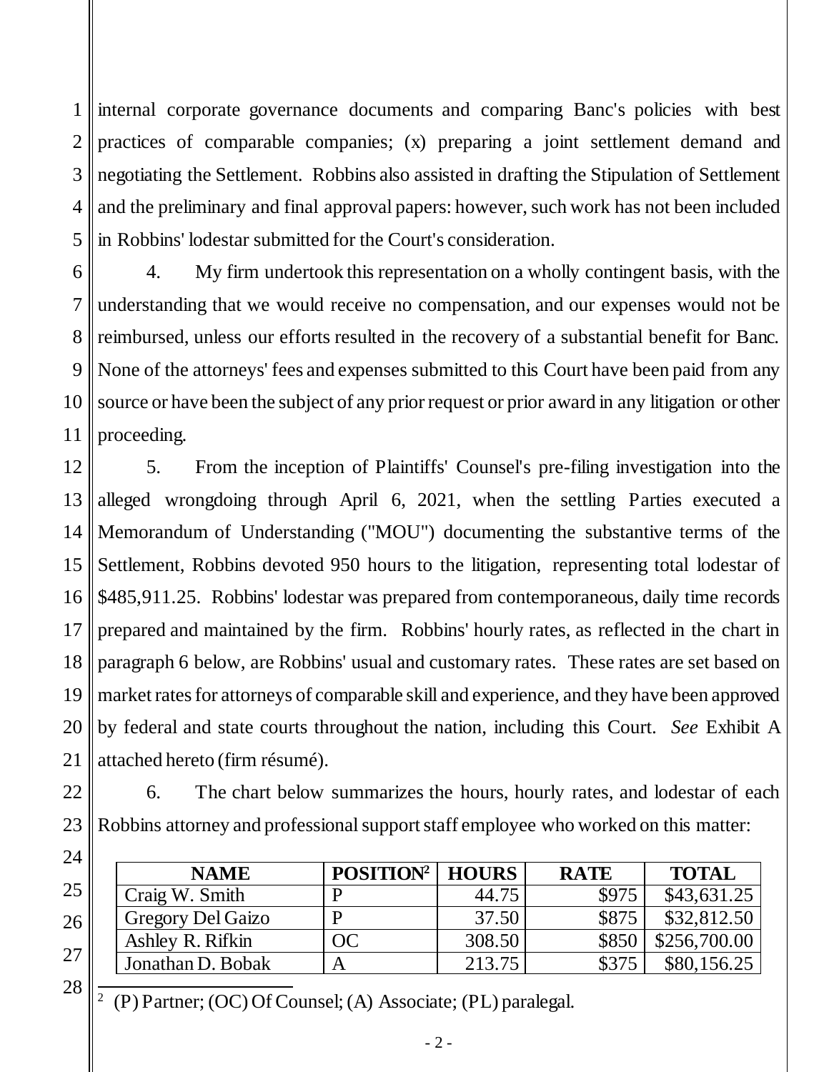internal corporate governance documents and comparing Banc's policies with best practices of comparable companies; (x) preparing a joint settlement demand and negotiating the Settlement. Robbins also assisted in drafting the Stipulation of Settlement and the preliminary and final approval papers: however, such work has not been included in Robbins' lodestar submitted for the Court's consideration.

4. My firm undertook this representation on a wholly contingent basis, with the understanding that we would receive no compensation, and our expenses would not be reimbursed, unless our efforts resulted in the recovery of a substantial benefit for Banc. None of the attorneys' fees and expenses submitted to this Court have been paid from any source or have been the subject of any prior request or prior award in any litigation or other proceeding.

5. From the inception of Plaintiffs' Counsel's pre-filing investigation into the alleged wrongdoing through April 6, 2021, when the settling Parties executed a Memorandum of Understanding ("MOU") documenting the substantive terms of the Settlement, Robbins devoted 950 hours to the litigation, representing total lodestar of $485,911.25. Robbins' lodestar was prepared from contemporaneous, daily time records prepared and maintained by the firm. Robbins' hourly rates, as reflected in the chart in paragraph 6 below, are Robbins' usual and customary rates. These rates are set based on market rates for attorneys of comparable skill and experience, and they have been approved by federal and state courts throughout the nation, including this Court. *See* Exhibit A attached hereto (firm résumé).

6. The chart below summarizes the hours, hourly rates, and lodestar of each Robbins attorney and professional support staff employee who worked on this matter:

| NAME | POSITION[2] | HOURS | RATE | TOTAL |
|---|---|---|---|---|
| Craig W. Smith | P | 44.75 | $975 | $43,631.25 |
| Gregory Del Gaizo | P | 37.50 | $875 | $32,812.50 |
| Ashley R. Rifkin | OC | 308.50 | $850 | $256,700.00 |
| Jonathan D. Bobak | A | 213.75 | $375 | $80,156.25 |

[2] (P) Partner; (OC) Of Counsel; (A) Associate; (PL) paralegal.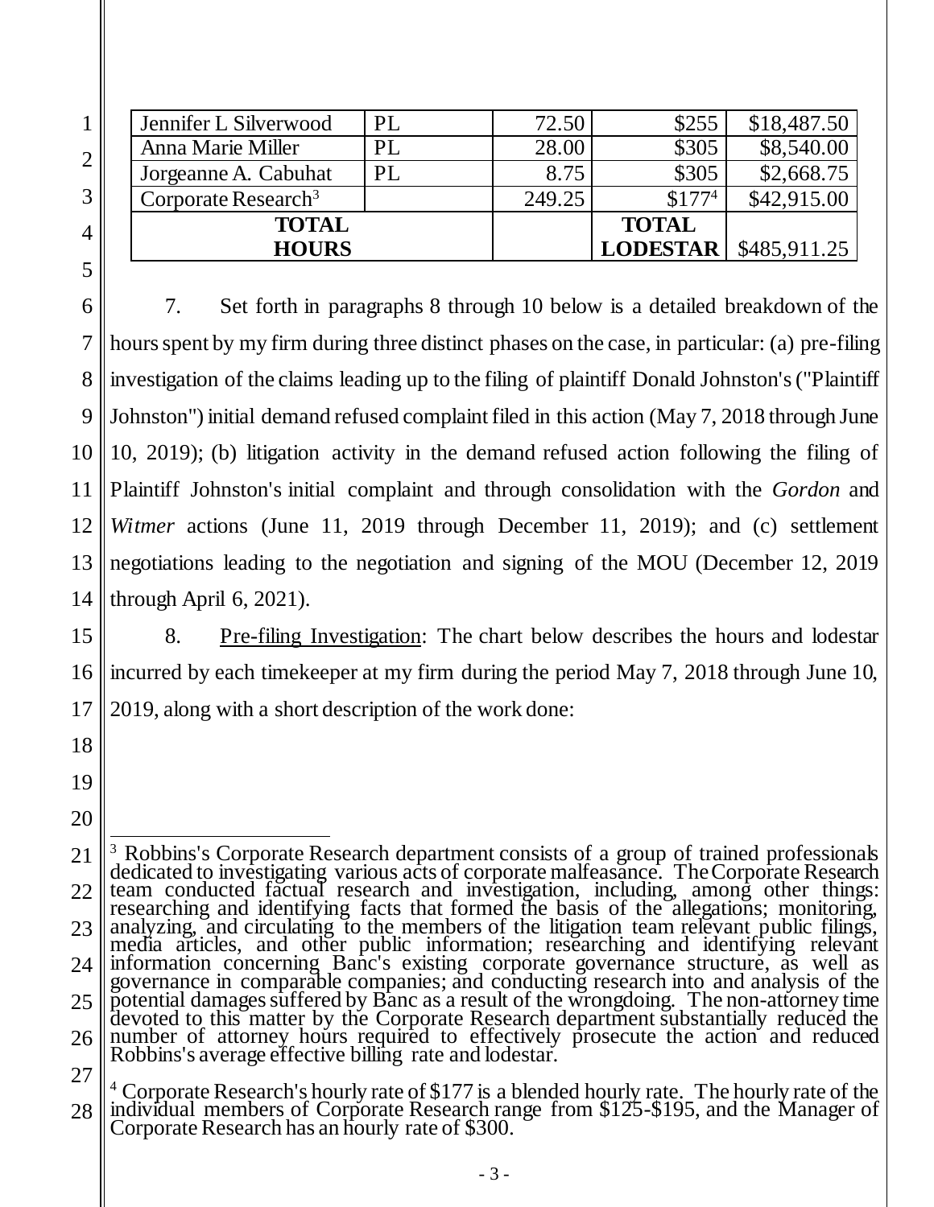| | | | | |
|---|---|---|---|---|
| Jennifer L Silverwood | PL | 72.50 | $255 | $18,487.50 |
| Anna Marie Miller | PL | 28.00 | $305 | $8,540.00 |
| Jorgeanne A. Cabuhat | PL | 8.75 | $305 | $2,668.75 |
| Corporate Research[3] | | 249.25 | $177[4] | $42,915.00 |
| **TOTAL HOURS** | | | **TOTAL LODESTAR** | $485,911.25 |

7. Set forth in paragraphs 8 through 10 below is a detailed breakdown of the hours spent by my firm during three distinct phases on the case, in particular: (a) pre-filing investigation of the claims leading up to the filing of plaintiff Donald Johnston's ("Plaintiff Johnston") initial demand refused complaint filed in this action (May 7, 2018 through June 10, 2019); (b) litigation activity in the demand refused action following the filing of Plaintiff Johnston's initial complaint and through consolidation with the *Gordon* and *Witmer* actions (June 11, 2019 through December 11, 2019); and (c) settlement negotiations leading to the negotiation and signing of the MOU (December 12, 2019 through April 6, 2021).

8. Pre-filing Investigation: The chart below describes the hours and lodestar incurred by each timekeeper at my firm during the period May 7, 2018 through June 10, 2019, along with a short description of the work done:

---

[3] Robbins's Corporate Research department consists of a group of trained professionals dedicated to investigating various acts of corporate malfeasance. The Corporate Research team conducted factual research and investigation, including, among other things: researching and identifying facts that formed the basis of the allegations; monitoring, analyzing, and circulating to the members of the litigation team relevant public filings, media articles, and other public information; researching and identifying relevant information concerning Banc's existing corporate governance structure, as well as governance in comparable companies; and conducting research into and analysis of the potential damages suffered by Banc as a result of the wrongdoing. The non-attorney time devoted to this matter by the Corporate Research department substantially reduced the number of attorney hours required to effectively prosecute the action and reduced Robbins's average effective billing rate and lodestar.

[4] Corporate Research's hourly rate of $177 is a blended hourly rate. The hourly rate of the individual members of Corporate Research range from $125-$195, and the Manager of Corporate Research has an hourly rate of $300.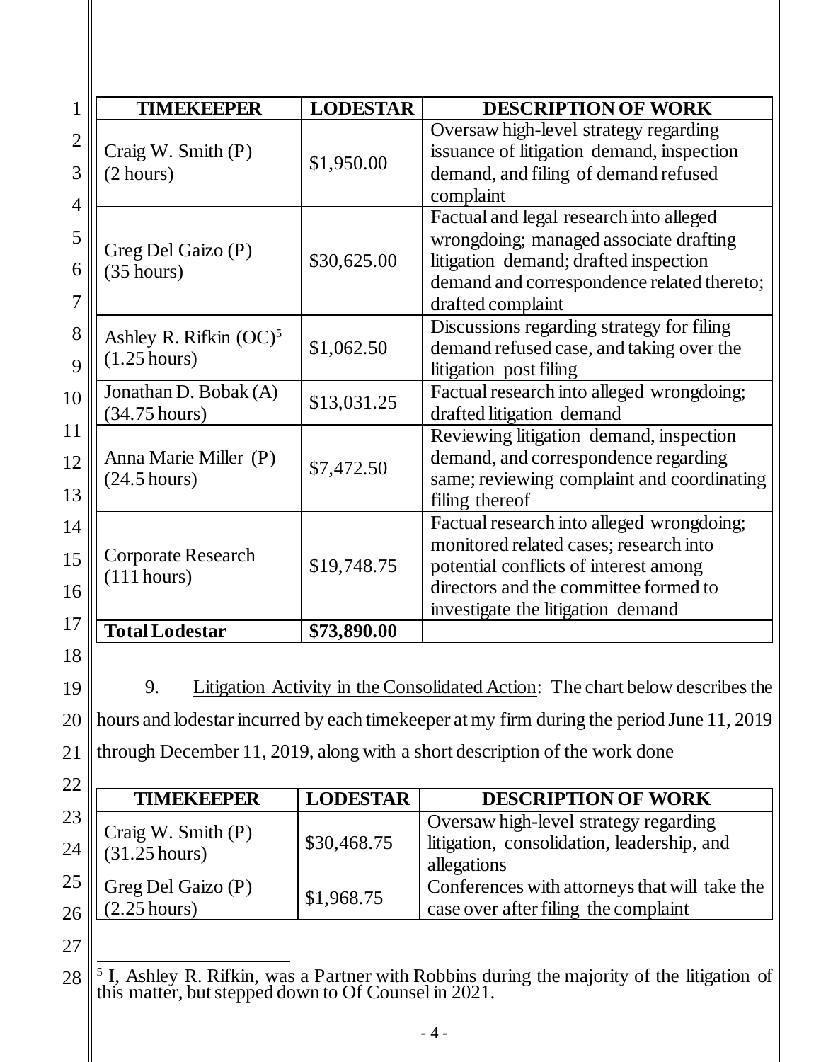| TIMEKEEPER | LODESTAR | DESCRIPTION OF WORK |
|---|---|---|
| Craig W. Smith (P) (2 hours) | $1,950.00 | Oversaw high-level strategy regarding issuance of litigation demand, inspection demand, and filing of demand refused complaint |
| Greg Del Gaizo (P) (35 hours) | $30,625.00 | Factual and legal research into alleged wrongdoing; managed associate drafting litigation demand; drafted inspection demand and correspondence related thereto; drafted complaint |
| Ashley R. Rifkin (OC)[5] (1.25 hours) | $1,062.50 | Discussions regarding strategy for filing demand refused case, and taking over the litigation post filing |
| Jonathan D. Bobak (A) (34.75 hours) | $13,031.25 | Factual research into alleged wrongdoing; drafted litigation demand |
| Anna Marie Miller (P) (24.5 hours) | $7,472.50 | Reviewing litigation demand, inspection demand, and correspondence regarding same; reviewing complaint and coordinating filing thereof |
| Corporate Research (111 hours) | $19,748.75 | Factual research into alleged wrongdoing; monitored related cases; research into potential conflicts of interest among directors and the committee formed to investigate the litigation demand |
| **Total Lodestar** | **$73,890.00** | |

9. Litigation Activity in the Consolidated Action: The chart below describes the hours and lodestar incurred by each timekeeper at my firm during the period June 11, 2019 through December 11, 2019, along with a short description of the work done

| TIMEKEEPER | LODESTAR | DESCRIPTION OF WORK |
|---|---|---|
| Craig W. Smith (P) (31.25 hours) | $30,468.75 | Oversaw high-level strategy regarding litigation, consolidation, leadership, and allegations |
| Greg Del Gaizo (P) (2.25 hours) | $1,968.75 | Conferences with attorneys that will take the case over after filing the complaint |

[5] I, Ashley R. Rifkin, was a Partner with Robbins during the majority of the litigation of this matter, but stepped down to Of Counsel in 2021.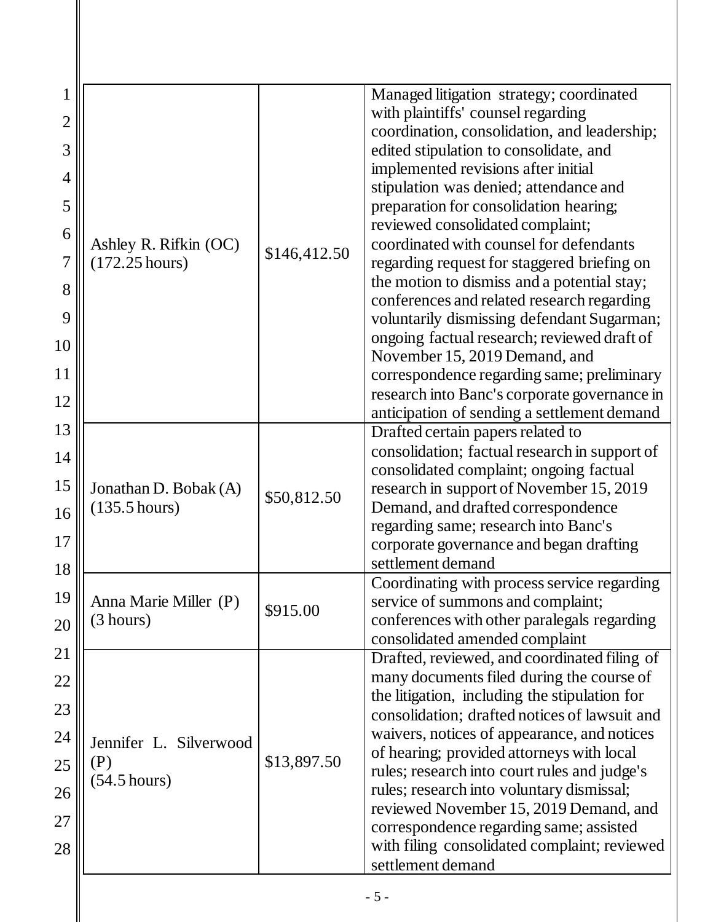| | | |
|---|---|---|
| Ashley R. Rifkin (OC) (172.25 hours) | $146,412.50 | Managed litigation strategy; coordinated with plaintiffs' counsel regarding coordination, consolidation, and leadership; edited stipulation to consolidate, and implemented revisions after initial stipulation was denied; attendance and preparation for consolidation hearing; reviewed consolidated complaint; coordinated with counsel for defendants regarding request for staggered briefing on the motion to dismiss and a potential stay; conferences and related research regarding voluntarily dismissing defendant Sugarman; ongoing factual research; reviewed draft of November 15, 2019 Demand, and correspondence regarding same; preliminary research into Banc's corporate governance in anticipation of sending a settlement demand |
| Jonathan D. Bobak (A) (135.5 hours) | $50,812.50 | Drafted certain papers related to consolidation; factual research in support of consolidated complaint; ongoing factual research in support of November 15, 2019 Demand, and drafted correspondence regarding same; research into Banc's corporate governance and began drafting settlement demand |
| Anna Marie Miller (P) (3 hours) | $915.00 | Coordinating with process service regarding service of summons and complaint; conferences with other paralegals regarding consolidated amended complaint |
| Jennifer L. Silverwood (P) (54.5 hours) | $13,897.50 | Drafted, reviewed, and coordinated filing of many documents filed during the course of the litigation, including the stipulation for consolidation; drafted notices of lawsuit and waivers, notices of appearance, and notices of hearing; provided attorneys with local rules; research into court rules and judge's rules; research into voluntary dismissal; reviewed November 15, 2019 Demand, and correspondence regarding same; assisted with filing consolidated complaint; reviewed settlement demand |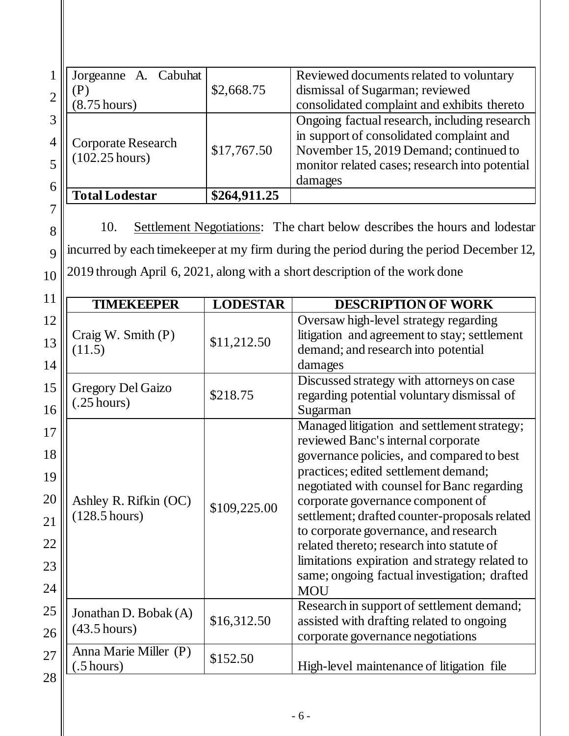| | | |
|---|---|---|
| Jorgeanne A. Cabuhat (P) (8.75 hours) | $2,668.75 | Reviewed documents related to voluntary dismissal of Sugarman; reviewed consolidated complaint and exhibits thereto |
| Corporate Research (102.25 hours) | $17,767.50 | Ongoing factual research, including research in support of consolidated complaint and November 15, 2019 Demand; continued to monitor related cases; research into potential damages |
| **Total Lodestar** | **$264,911.25** | |

10. Settlement Negotiations: The chart below describes the hours and lodestar incurred by each timekeeper at my firm during the period during the period December 12, 2019 through April 6, 2021, along with a short description of the work done

| TIMEKEEPER | LODESTAR | DESCRIPTION OF WORK |
|---|---|---|
| Craig W. Smith (P) (11.5) | $11,212.50 | Oversaw high-level strategy regarding litigation and agreement to stay; settlement demand; and research into potential damages |
| Gregory Del Gaizo (.25 hours) | $218.75 | Discussed strategy with attorneys on case regarding potential voluntary dismissal of Sugarman |
| Ashley R. Rifkin (OC) (128.5 hours) | $109,225.00 | Managed litigation and settlement strategy; reviewed Banc's internal corporate governance policies, and compared to best practices; edited settlement demand; negotiated with counsel for Banc regarding corporate governance component of settlement; drafted counter-proposals related to corporate governance, and research related thereto; research into statute of limitations expiration and strategy related to same; ongoing factual investigation; drafted MOU |
| Jonathan D. Bobak (A) (43.5 hours) | $16,312.50 | Research in support of settlement demand; assisted with drafting related to ongoing corporate governance negotiations |
| Anna Marie Miller (P) (.5 hours) | $152.50 | High-level maintenance of litigation file |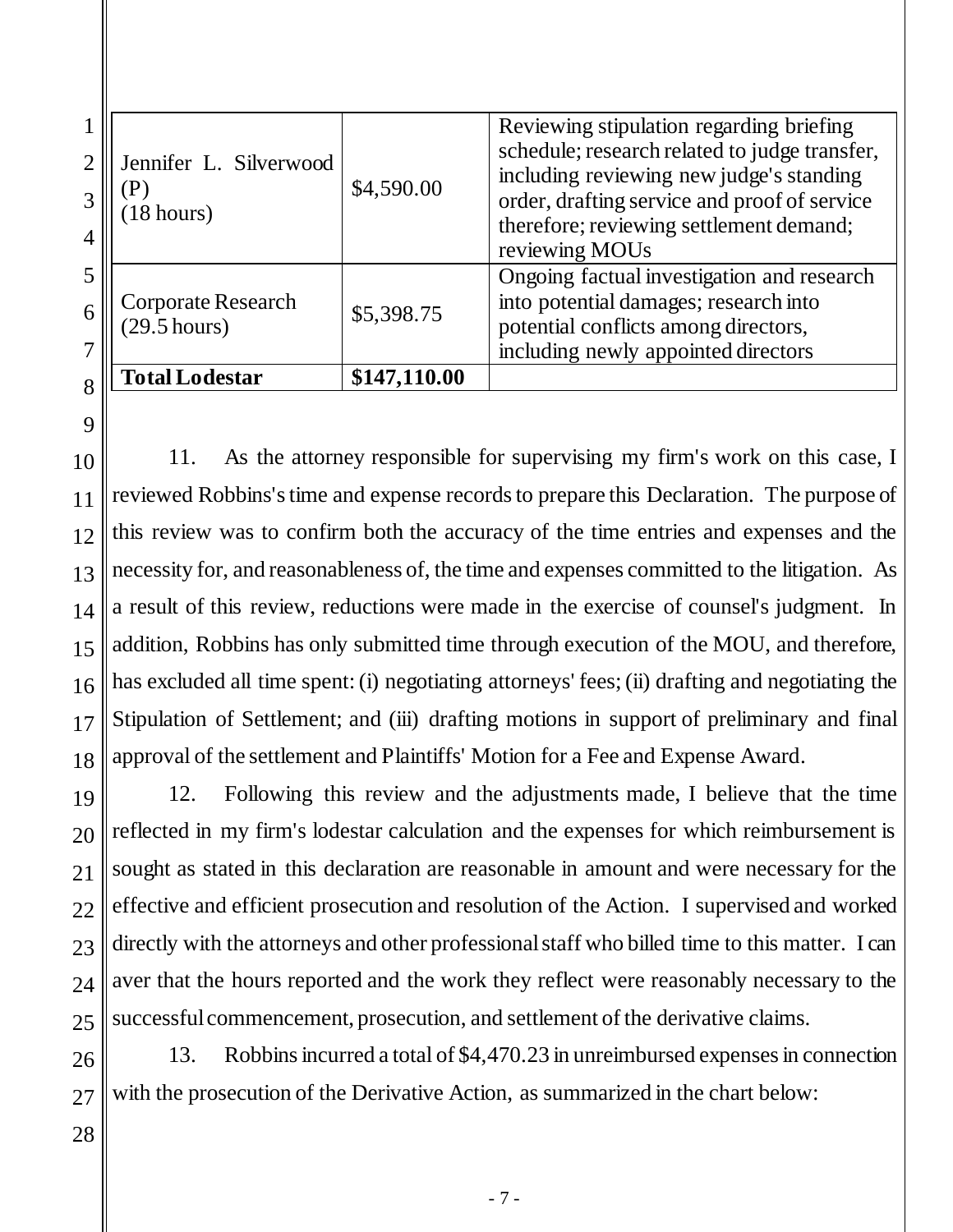| | | |
|---|---|---|
| Jennifer L. Silverwood (P)<br>(18 hours) | $4,590.00 | Reviewing stipulation regarding briefing schedule; research related to judge transfer, including reviewing new judge's standing order, drafting service and proof of service therefore; reviewing settlement demand; reviewing MOUs |
| Corporate Research<br>(29.5 hours) | $5,398.75 | Ongoing factual investigation and research into potential damages; research into potential conflicts among directors, including newly appointed directors |
| **Total Lodestar** | **$147,110.00** | |

11. As the attorney responsible for supervising my firm's work on this case, I reviewed Robbins's time and expense records to prepare this Declaration. The purpose of this review was to confirm both the accuracy of the time entries and expenses and the necessity for, and reasonableness of, the time and expenses committed to the litigation. As a result of this review, reductions were made in the exercise of counsel's judgment. In addition, Robbins has only submitted time through execution of the MOU, and therefore, has excluded all time spent: (i) negotiating attorneys' fees; (ii) drafting and negotiating the Stipulation of Settlement; and (iii) drafting motions in support of preliminary and final approval of the settlement and Plaintiffs' Motion for a Fee and Expense Award.

12. Following this review and the adjustments made, I believe that the time reflected in my firm's lodestar calculation and the expenses for which reimbursement is sought as stated in this declaration are reasonable in amount and were necessary for the effective and efficient prosecution and resolution of the Action. I supervised and worked directly with the attorneys and other professional staff who billed time to this matter. I can aver that the hours reported and the work they reflect were reasonably necessary to the successful commencement, prosecution, and settlement of the derivative claims.

13. Robbins incurred a total of $4,470.23 in unreimbursed expenses in connection with the prosecution of the Derivative Action, as summarized in the chart below: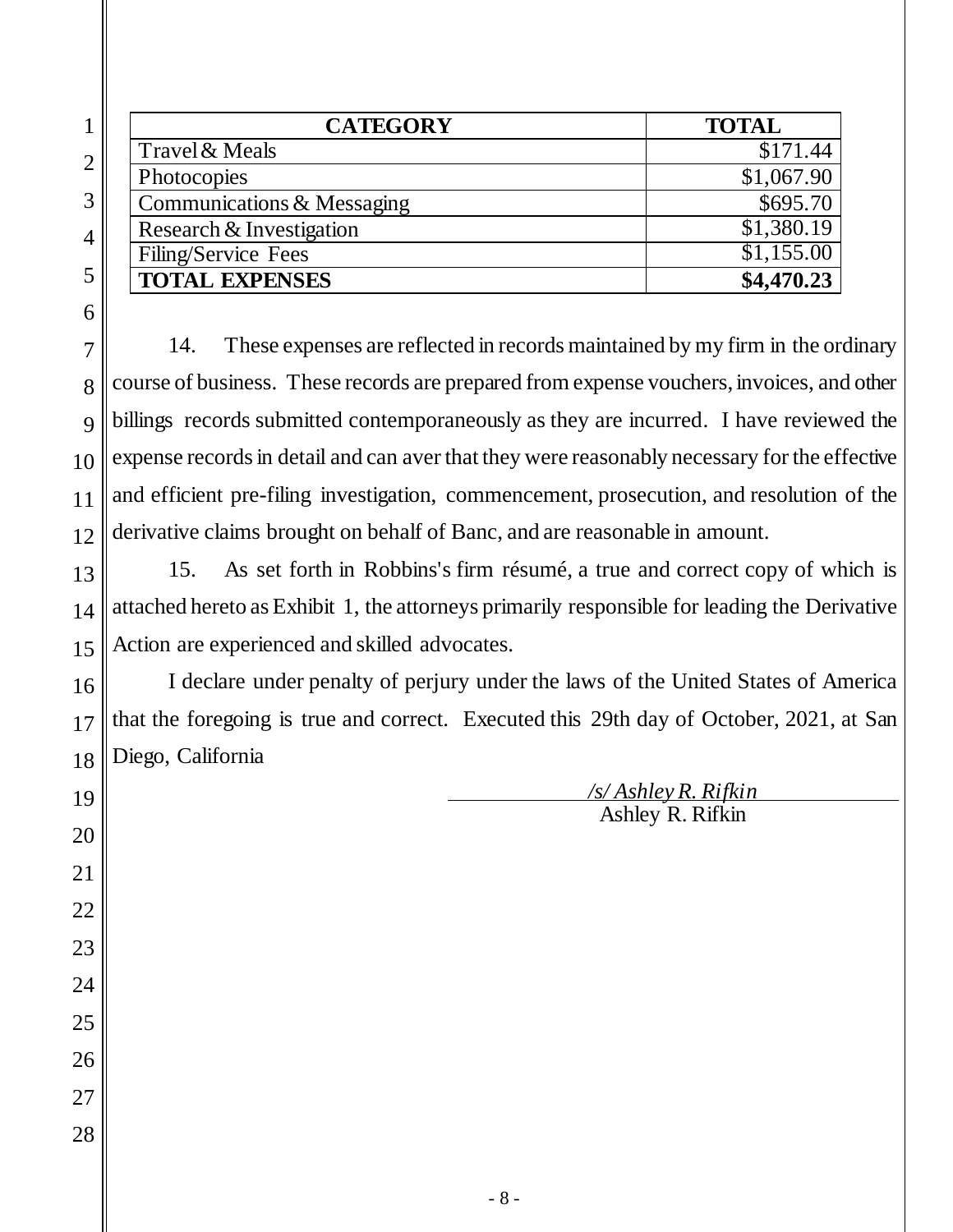| CATEGORY | TOTAL |
|---|---|
| Travel & Meals | $171.44 |
| Photocopies | $1,067.90 |
| Communications & Messaging | $695.70 |
| Research & Investigation | $1,380.19 |
| Filing/Service Fees | $1,155.00 |
| **TOTAL EXPENSES** | **$4,470.23** |

14. These expenses are reflected in records maintained by my firm in the ordinary course of business. These records are prepared from expense vouchers, invoices, and other billings records submitted contemporaneously as they are incurred. I have reviewed the expense records in detail and can aver that they were reasonably necessary for the effective and efficient pre-filing investigation, commencement, prosecution, and resolution of the derivative claims brought on behalf of Banc, and are reasonable in amount.

15. As set forth in Robbins's firm résumé, a true and correct copy of which is attached hereto as Exhibit 1, the attorneys primarily responsible for leading the Derivative Action are experienced and skilled advocates.

I declare under penalty of perjury under the laws of the United States of America that the foregoing is true and correct. Executed this 29th day of October, 2021, at San Diego, California

*/s/ Ashley R. Rifkin*
Ashley R. Rifkin